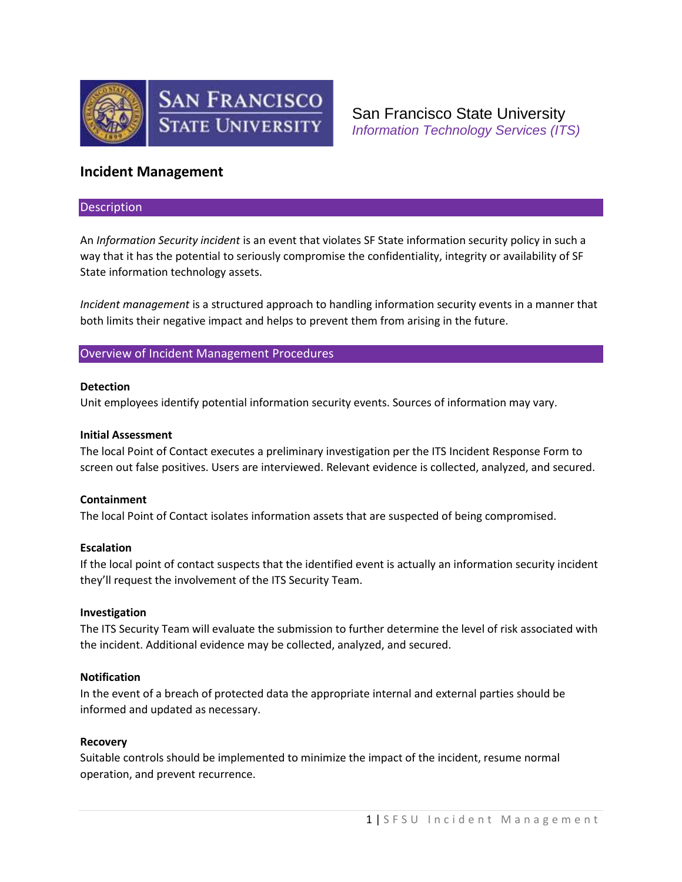San Francisco State University
*Information Technology Services (ITS)*

# Incident Management

## Description

An *Information Security incident* is an event that violates SF State information security policy in such a way that it has the potential to seriously compromise the confidentiality, integrity or availability of SF State information technology assets.

*Incident management* is a structured approach to handling information security events in a manner that both limits their negative impact and helps to prevent them from arising in the future.

## Overview of Incident Management Procedures

**Detection**
Unit employees identify potential information security events. Sources of information may vary.

**Initial Assessment**
The local Point of Contact executes a preliminary investigation per the ITS Incident Response Form to screen out false positives. Users are interviewed. Relevant evidence is collected, analyzed, and secured.

**Containment**
The local Point of Contact isolates information assets that are suspected of being compromised.

**Escalation**
If the local point of contact suspects that the identified event is actually an information security incident they'll request the involvement of the ITS Security Team.

**Investigation**
The ITS Security Team will evaluate the submission to further determine the level of risk associated with the incident. Additional evidence may be collected, analyzed, and secured.

**Notification**
In the event of a breach of protected data the appropriate internal and external parties should be informed and updated as necessary.

**Recovery**
Suitable controls should be implemented to minimize the impact of the incident, resume normal operation, and prevent recurrence.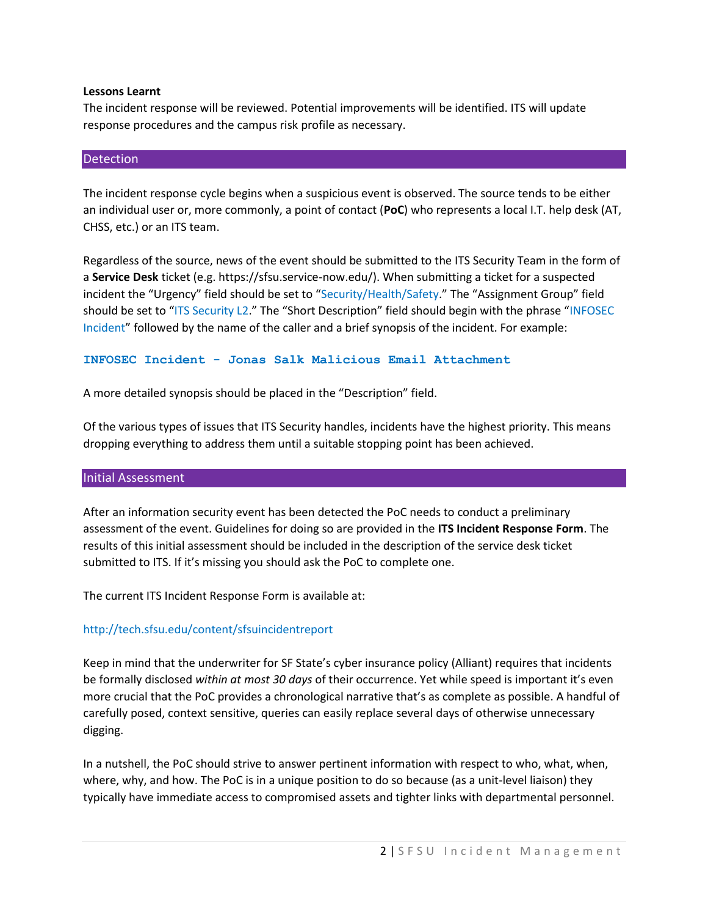**Lessons Learnt**

The incident response will be reviewed. Potential improvements will be identified. ITS will update response procedures and the campus risk profile as necessary.

## Detection

The incident response cycle begins when a suspicious event is observed. The source tends to be either an individual user or, more commonly, a point of contact (**PoC**) who represents a local I.T. help desk (AT, CHSS, etc.) or an ITS team.

Regardless of the source, news of the event should be submitted to the ITS Security Team in the form of a **Service Desk** ticket (e.g. https://sfsu.service-now.edu/). When submitting a ticket for a suspected incident the "Urgency" field should be set to "Security/Health/Safety." The "Assignment Group" field should be set to "ITS Security L2." The "Short Description" field should begin with the phrase "INFOSEC Incident" followed by the name of the caller and a brief synopsis of the incident. For example:

```
INFOSEC Incident - Jonas Salk Malicious Email Attachment
```

A more detailed synopsis should be placed in the "Description" field.

Of the various types of issues that ITS Security handles, incidents have the highest priority. This means dropping everything to address them until a suitable stopping point has been achieved.

## Initial Assessment

After an information security event has been detected the PoC needs to conduct a preliminary assessment of the event. Guidelines for doing so are provided in the **ITS Incident Response Form**. The results of this initial assessment should be included in the description of the service desk ticket submitted to ITS. If it's missing you should ask the PoC to complete one.

The current ITS Incident Response Form is available at:

http://tech.sfsu.edu/content/sfsuincidentreport

Keep in mind that the underwriter for SF State's cyber insurance policy (Alliant) requires that incidents be formally disclosed *within at most 30 days* of their occurrence. Yet while speed is important it's even more crucial that the PoC provides a chronological narrative that's as complete as possible. A handful of carefully posed, context sensitive, queries can easily replace several days of otherwise unnecessary digging.

In a nutshell, the PoC should strive to answer pertinent information with respect to who, what, when, where, why, and how. The PoC is in a unique position to do so because (as a unit-level liaison) they typically have immediate access to compromised assets and tighter links with departmental personnel.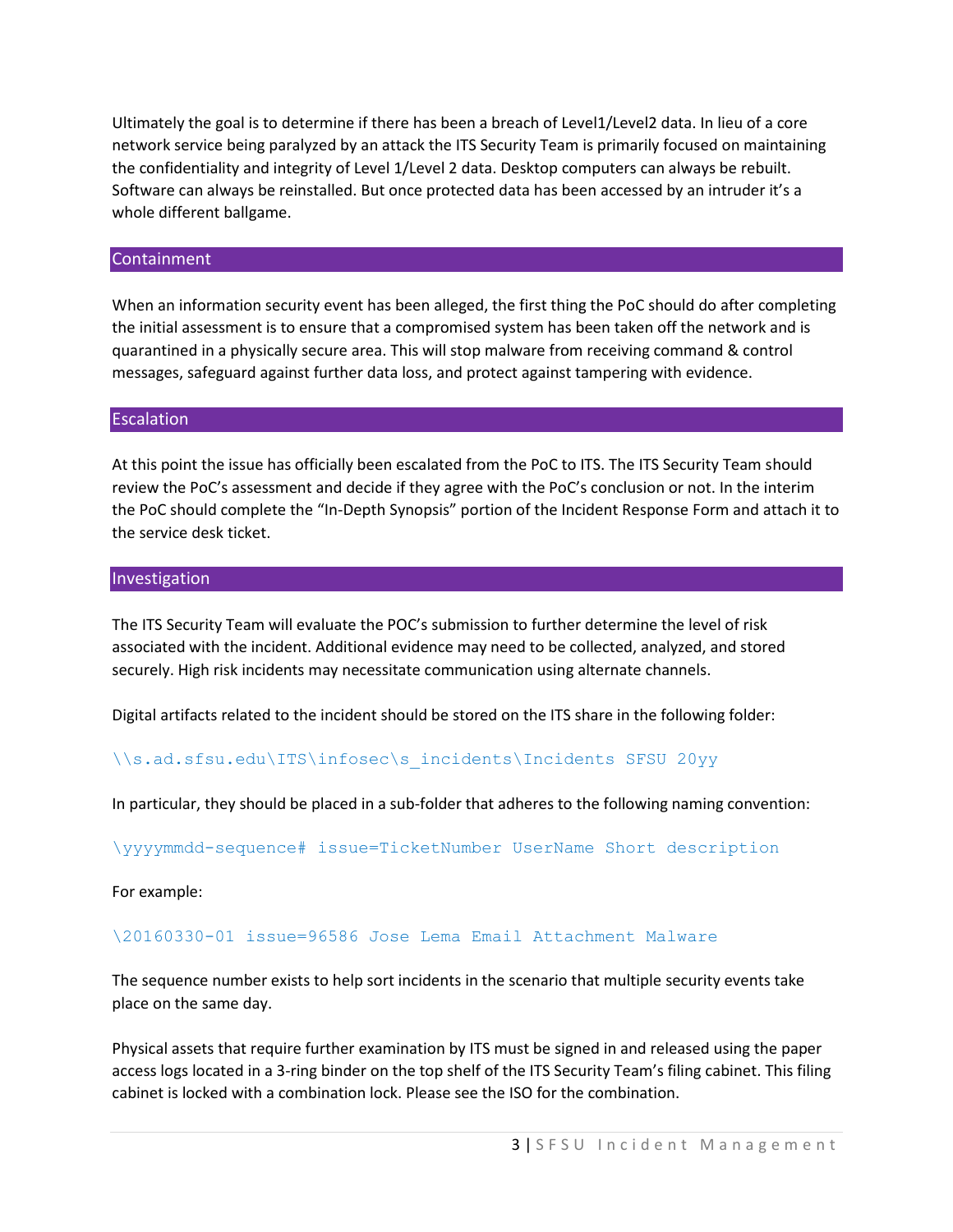Ultimately the goal is to determine if there has been a breach of Level1/Level2 data. In lieu of a core network service being paralyzed by an attack the ITS Security Team is primarily focused on maintaining the confidentiality and integrity of Level 1/Level 2 data. Desktop computers can always be rebuilt. Software can always be reinstalled. But once protected data has been accessed by an intruder it's a whole different ballgame.

## Containment

When an information security event has been alleged, the first thing the PoC should do after completing the initial assessment is to ensure that a compromised system has been taken off the network and is quarantined in a physically secure area. This will stop malware from receiving command & control messages, safeguard against further data loss, and protect against tampering with evidence.

## Escalation

At this point the issue has officially been escalated from the PoC to ITS. The ITS Security Team should review the PoC's assessment and decide if they agree with the PoC's conclusion or not. In the interim the PoC should complete the "In-Depth Synopsis" portion of the Incident Response Form and attach it to the service desk ticket.

## Investigation

The ITS Security Team will evaluate the POC's submission to further determine the level of risk associated with the incident. Additional evidence may need to be collected, analyzed, and stored securely. High risk incidents may necessitate communication using alternate channels.

Digital artifacts related to the incident should be stored on the ITS share in the following folder:

```
\\s.ad.sfsu.edu\ITS\infosec\s_incidents\Incidents SFSU 20yy
```

In particular, they should be placed in a sub-folder that adheres to the following naming convention:

```
\yyyymmdd-sequence# issue=TicketNumber UserName Short description
```

For example:

```
\20160330-01 issue=96586 Jose Lema Email Attachment Malware
```

The sequence number exists to help sort incidents in the scenario that multiple security events take place on the same day.

Physical assets that require further examination by ITS must be signed in and released using the paper access logs located in a 3-ring binder on the top shelf of the ITS Security Team's filing cabinet. This filing cabinet is locked with a combination lock. Please see the ISO for the combination.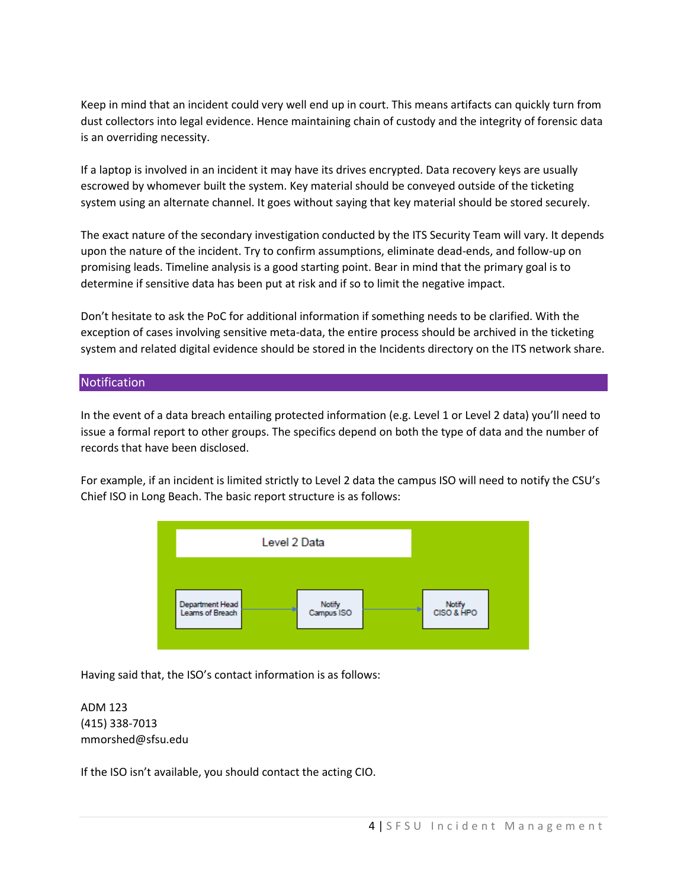Keep in mind that an incident could very well end up in court. This means artifacts can quickly turn from dust collectors into legal evidence. Hence maintaining chain of custody and the integrity of forensic data is an overriding necessity.

If a laptop is involved in an incident it may have its drives encrypted. Data recovery keys are usually escrowed by whomever built the system. Key material should be conveyed outside of the ticketing system using an alternate channel. It goes without saying that key material should be stored securely.

The exact nature of the secondary investigation conducted by the ITS Security Team will vary. It depends upon the nature of the incident. Try to confirm assumptions, eliminate dead-ends, and follow-up on promising leads. Timeline analysis is a good starting point. Bear in mind that the primary goal is to determine if sensitive data has been put at risk and if so to limit the negative impact.

Don't hesitate to ask the PoC for additional information if something needs to be clarified. With the exception of cases involving sensitive meta-data, the entire process should be archived in the ticketing system and related digital evidence should be stored in the Incidents directory on the ITS network share.

## Notification

In the event of a data breach entailing protected information (e.g. Level 1 or Level 2 data) you'll need to issue a formal report to other groups. The specifics depend on both the type of data and the number of records that have been disclosed.

For example, if an incident is limited strictly to Level 2 data the campus ISO will need to notify the CSU's Chief ISO in Long Beach. The basic report structure is as follows:

**Level 2 Data**

Department Head Learns of Breach → Notify Campus ISO → Notify CISO & HPO

Having said that, the ISO's contact information is as follows:

ADM 123
(415) 338-7013
mmorshed@sfsu.edu

If the ISO isn't available, you should contact the acting CIO.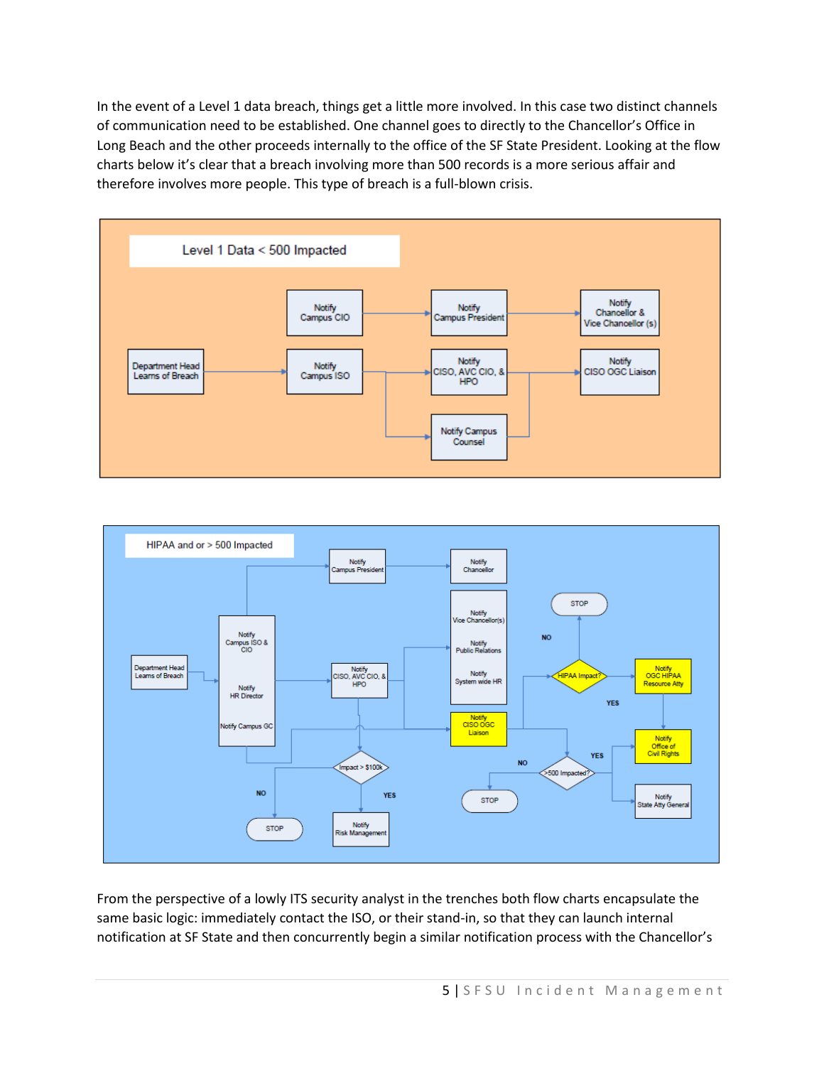In the event of a Level 1 data breach, things get a little more involved. In this case two distinct channels of communication need to be established. One channel goes to directly to the Chancellor's Office in Long Beach and the other proceeds internally to the office of the SF State President. Looking at the flow charts below it's clear that a breach involving more than 500 records is a more serious affair and therefore involves more people. This type of breach is a full-blown crisis.

Level 1 Data < 500 Impacted

Department Head Learns of Breach → Notify Campus ISO → Notify CISO, AVC CIO, & HPO → Notify CISO OGC Liaison

Notify Campus ISO → Notify Campus Counsel → Notify CISO OGC Liaison

Notify Campus CIO → Notify Campus President → Notify Chancellor & Vice Chancellor (s)

HIPAA and or > 500 Impacted

Department Head Learns of Breach → Notify Campus ISO & CIO / Notify HR Director / Notify Campus GC

Notify Campus President → Notify Chancellor

Notify CISO, AVC CIO, & HPO → Notify Vice Chancellor(s) / Notify Public Relations / Notify System wide HR; Notify CISO OGC Liaison

Impact > $100k: NO → STOP; YES → Notify Risk Management

HIPAA Impact?: NO → STOP; YES → Notify OGC HIPAA Resource Atty → Notify Office of Civil Rights

>500 Impacted?: NO → STOP; YES → Notify Office of Civil Rights; Notify State Atty General

From the perspective of a lowly ITS security analyst in the trenches both flow charts encapsulate the same basic logic: immediately contact the ISO, or their stand-in, so that they can launch internal notification at SF State and then concurrently begin a similar notification process with the Chancellor's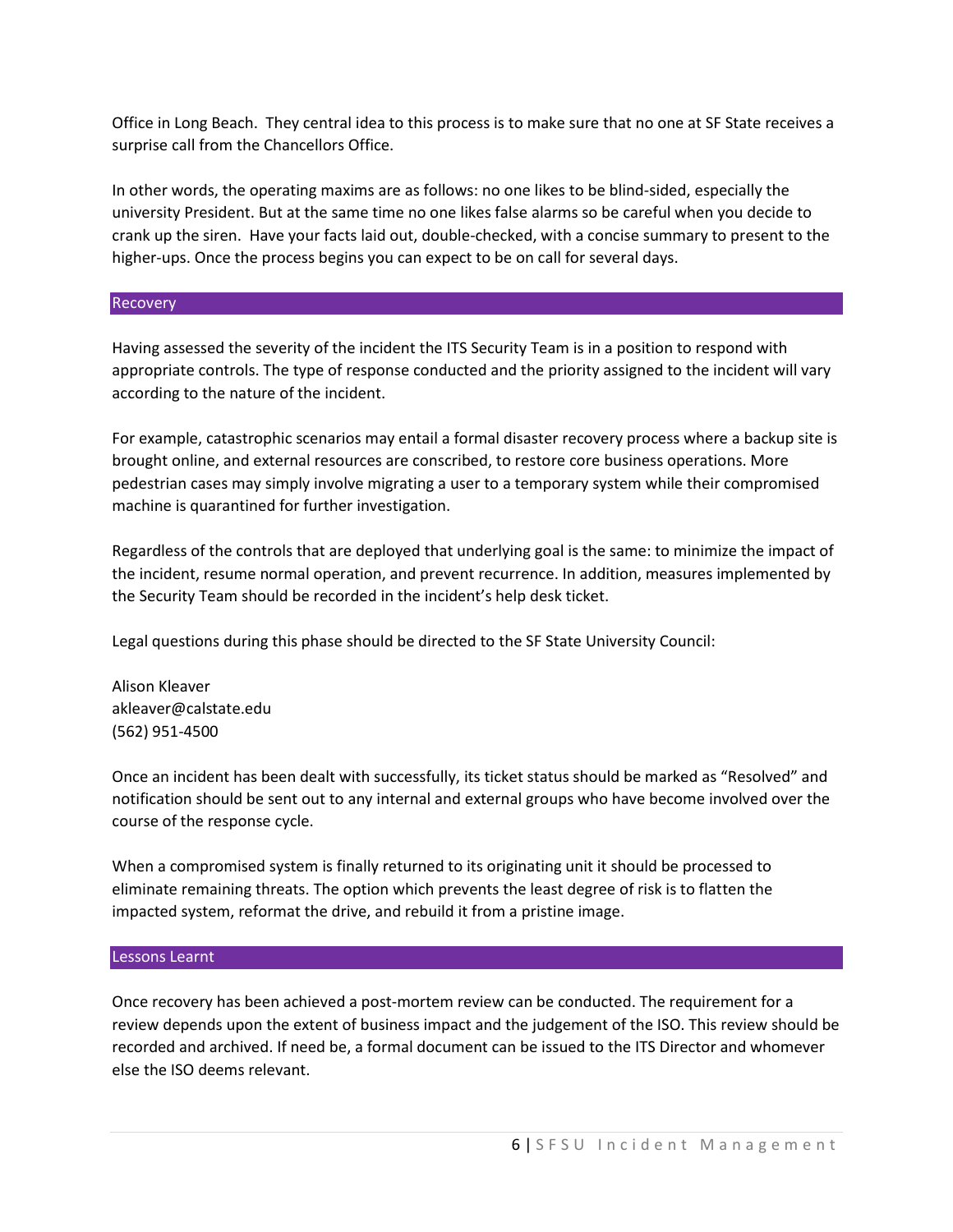Office in Long Beach. They central idea to this process is to make sure that no one at SF State receives a surprise call from the Chancellors Office.

In other words, the operating maxims are as follows: no one likes to be blind-sided, especially the university President. But at the same time no one likes false alarms so be careful when you decide to crank up the siren. Have your facts laid out, double-checked, with a concise summary to present to the higher-ups. Once the process begins you can expect to be on call for several days.

## Recovery

Having assessed the severity of the incident the ITS Security Team is in a position to respond with appropriate controls. The type of response conducted and the priority assigned to the incident will vary according to the nature of the incident.

For example, catastrophic scenarios may entail a formal disaster recovery process where a backup site is brought online, and external resources are conscribed, to restore core business operations. More pedestrian cases may simply involve migrating a user to a temporary system while their compromised machine is quarantined for further investigation.

Regardless of the controls that are deployed that underlying goal is the same: to minimize the impact of the incident, resume normal operation, and prevent recurrence. In addition, measures implemented by the Security Team should be recorded in the incident's help desk ticket.

Legal questions during this phase should be directed to the SF State University Council:

Alison Kleaver
akleaver@calstate.edu
(562) 951-4500

Once an incident has been dealt with successfully, its ticket status should be marked as "Resolved" and notification should be sent out to any internal and external groups who have become involved over the course of the response cycle.

When a compromised system is finally returned to its originating unit it should be processed to eliminate remaining threats. The option which prevents the least degree of risk is to flatten the impacted system, reformat the drive, and rebuild it from a pristine image.

## Lessons Learnt

Once recovery has been achieved a post-mortem review can be conducted. The requirement for a review depends upon the extent of business impact and the judgement of the ISO. This review should be recorded and archived. If need be, a formal document can be issued to the ITS Director and whomever else the ISO deems relevant.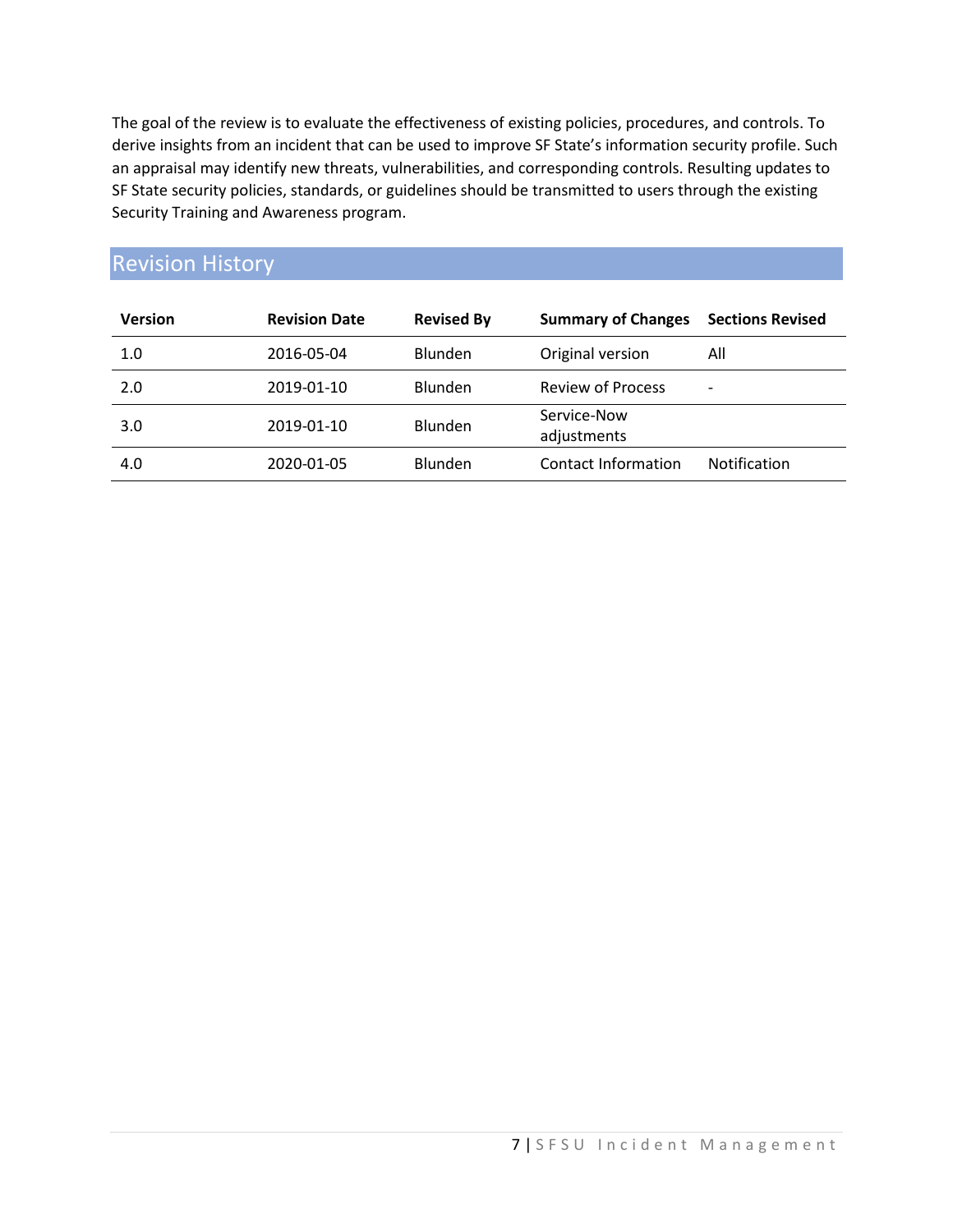The goal of the review is to evaluate the effectiveness of existing policies, procedures, and controls. To derive insights from an incident that can be used to improve SF State's information security profile. Such an appraisal may identify new threats, vulnerabilities, and corresponding controls. Resulting updates to SF State security policies, standards, or guidelines should be transmitted to users through the existing Security Training and Awareness program.

## Revision History

| Version | Revision Date | Revised By | Summary of Changes | Sections Revised |
|---|---|---|---|---|
| 1.0 | 2016-05-04 | Blunden | Original version | All |
| 2.0 | 2019-01-10 | Blunden | Review of Process | - |
| 3.0 | 2019-01-10 | Blunden | Service-Now adjustments | |
| 4.0 | 2020-01-05 | Blunden | Contact Information | Notification |